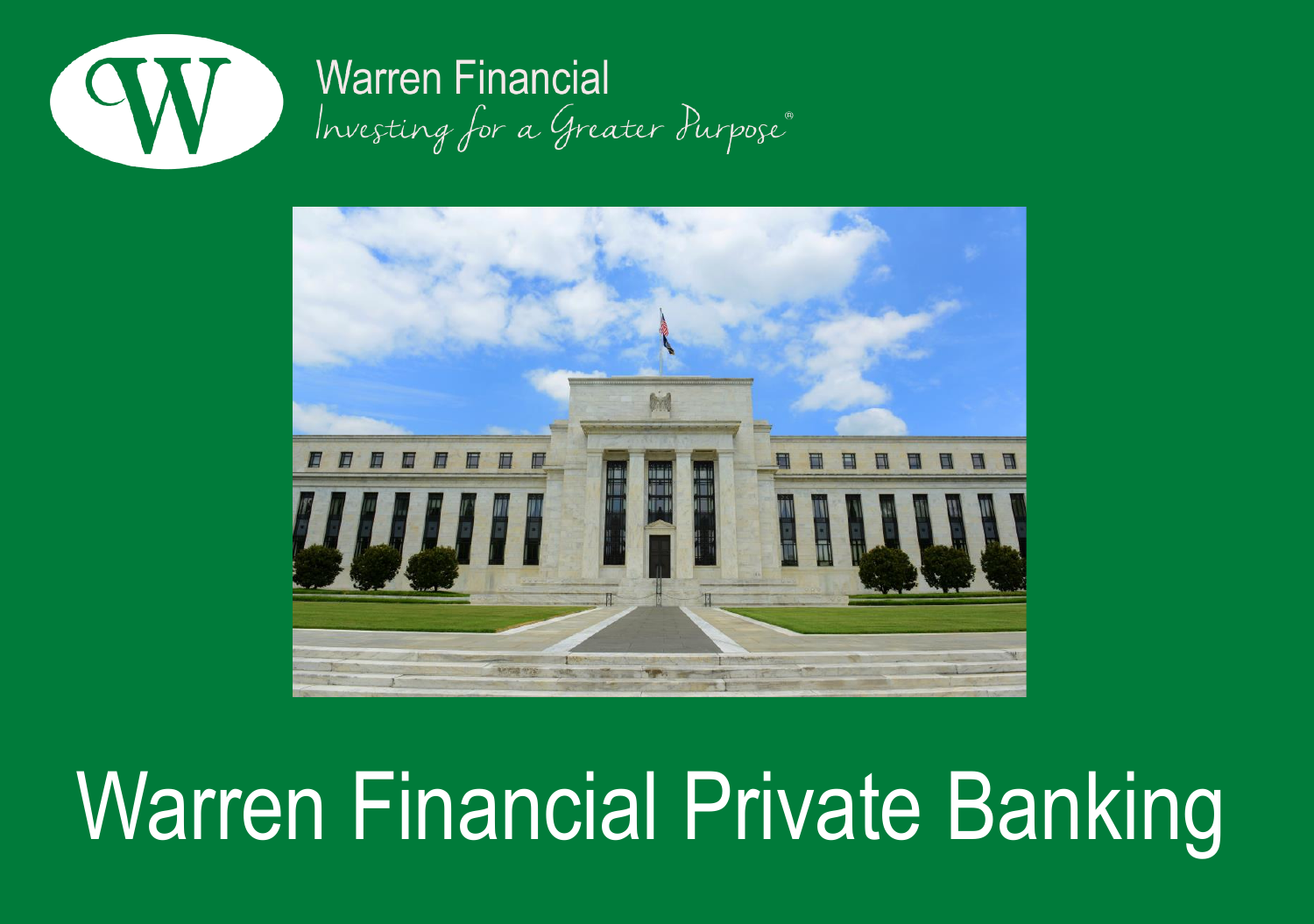Warren Financial

*Investing for a Greater Purpose®*

# Warren Financial Private Banking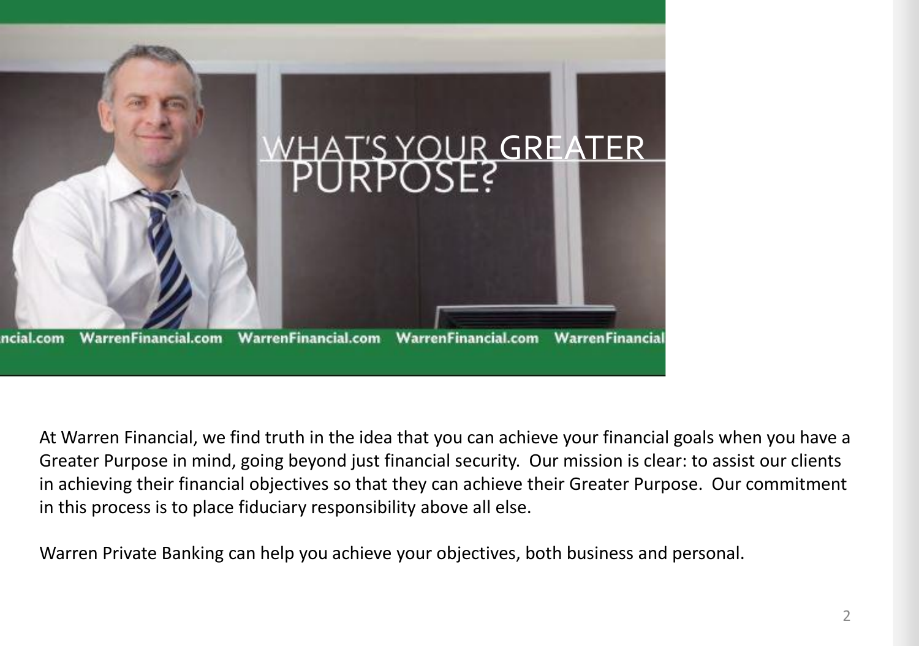WHAT'S YOUR GREATER PURPOSE?

ncial.com WarrenFinancial.com WarrenFinancial.com WarrenFinancial.com WarrenFinancial

At Warren Financial, we find truth in the idea that you can achieve your financial goals when you have a Greater Purpose in mind, going beyond just financial security. Our mission is clear: to assist our clients in achieving their financial objectives so that they can achieve their Greater Purpose. Our commitment in this process is to place fiduciary responsibility above all else.

Warren Private Banking can help you achieve your objectives, both business and personal.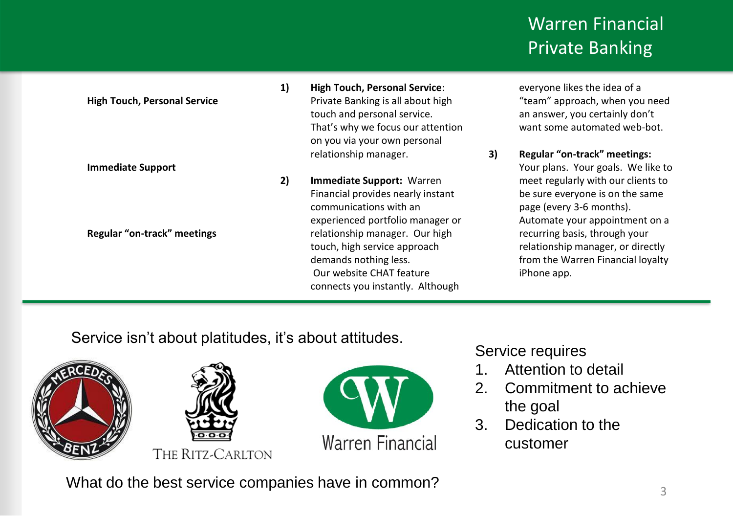# Warren Financial Private Banking

**High Touch, Personal Service**

**Immediate Support**

**Regular "on-track" meetings**

1) **High Touch, Personal Service**: Private Banking is all about high touch and personal service. That's why we focus our attention on you via your own personal relationship manager.

2) **Immediate Support:** Warren Financial provides nearly instant communications with an experienced portfolio manager or relationship manager. Our high touch, high service approach demands nothing less. Our website CHAT feature connects you instantly. Although everyone likes the idea of a "team" approach, when you need an answer, you certainly don't want some automated web-bot.

3) **Regular "on-track" meetings:** Your plans. Your goals. We like to meet regularly with our clients to be sure everyone is on the same page (every 3-6 months). Automate your appointment on a recurring basis, through your relationship manager, or directly from the Warren Financial loyalty iPhone app.

Service isn't about platitudes, it's about attitudes.

MERCEDES BENZ

THE RITZ-CARLTON

Warren Financial

What do the best service companies have in common?

Service requires

1. Attention to detail
2. Commitment to achieve the goal
3. Dedication to the customer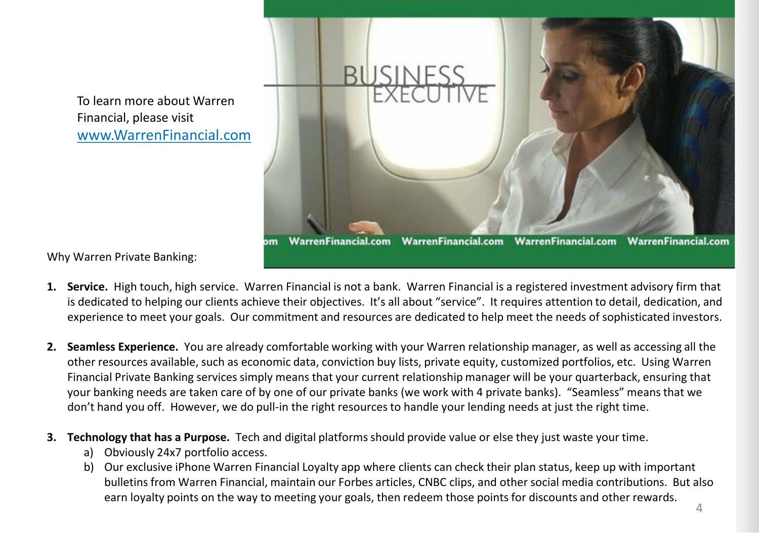To learn more about Warren Financial, please visit [www.WarrenFinancial.com](http://www.WarrenFinancial.com)

Why Warren Private Banking:

1. **Service.** High touch, high service. Warren Financial is not a bank. Warren Financial is a registered investment advisory firm that is dedicated to helping our clients achieve their objectives. It's all about "service". It requires attention to detail, dedication, and experience to meet your goals. Our commitment and resources are dedicated to help meet the needs of sophisticated investors.

2. **Seamless Experience.** You are already comfortable working with your Warren relationship manager, as well as accessing all the other resources available, such as economic data, conviction buy lists, private equity, customized portfolios, etc. Using Warren Financial Private Banking services simply means that your current relationship manager will be your quarterback, ensuring that your banking needs are taken care of by one of our private banks (we work with 4 private banks). "Seamless" means that we don't hand you off. However, we do pull-in the right resources to handle your lending needs at just the right time.

3. **Technology that has a Purpose.** Tech and digital platforms should provide value or else they just waste your time.
   a) Obviously 24x7 portfolio access.
   b) Our exclusive iPhone Warren Financial Loyalty app where clients can check their plan status, keep up with important bulletins from Warren Financial, maintain our Forbes articles, CNBC clips, and other social media contributions. But also earn loyalty points on the way to meeting your goals, then redeem those points for discounts and other rewards.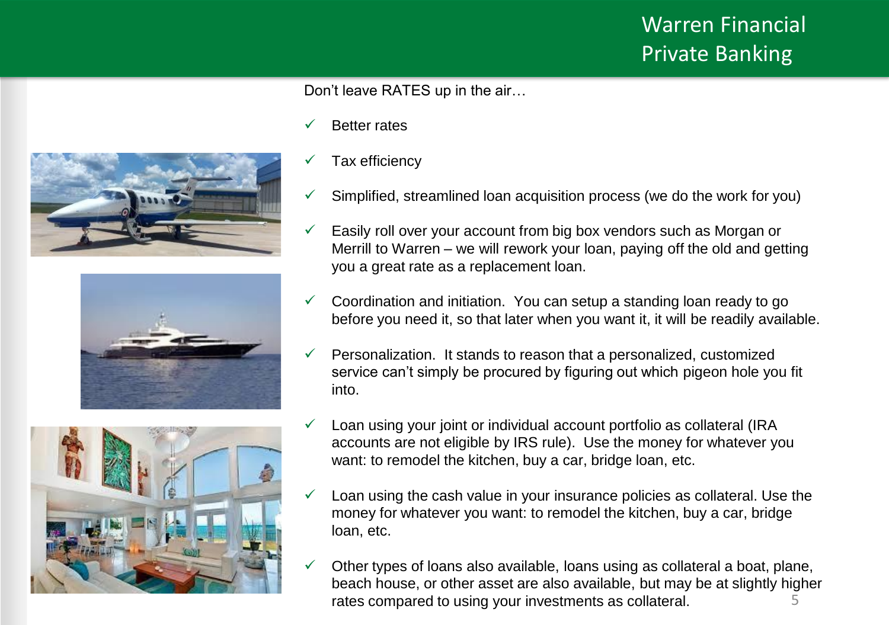# Warren Financial Private Banking

Don't leave RATES up in the air…

- ✓ Better rates
- ✓ Tax efficiency
- ✓ Simplified, streamlined loan acquisition process (we do the work for you)
- ✓ Easily roll over your account from big box vendors such as Morgan or Merrill to Warren – we will rework your loan, paying off the old and getting you a great rate as a replacement loan.
- ✓ Coordination and initiation. You can setup a standing loan ready to go before you need it, so that later when you want it, it will be readily available.
- ✓ Personalization. It stands to reason that a personalized, customized service can't simply be procured by figuring out which pigeon hole you fit into.
- ✓ Loan using your joint or individual account portfolio as collateral (IRA accounts are not eligible by IRS rule). Use the money for whatever you want: to remodel the kitchen, buy a car, bridge loan, etc.
- ✓ Loan using the cash value in your insurance policies as collateral. Use the money for whatever you want: to remodel the kitchen, buy a car, bridge loan, etc.
- ✓ Other types of loans also available, loans using as collateral a boat, plane, beach house, or other asset are also available, but may be at slightly higher rates compared to using your investments as collateral.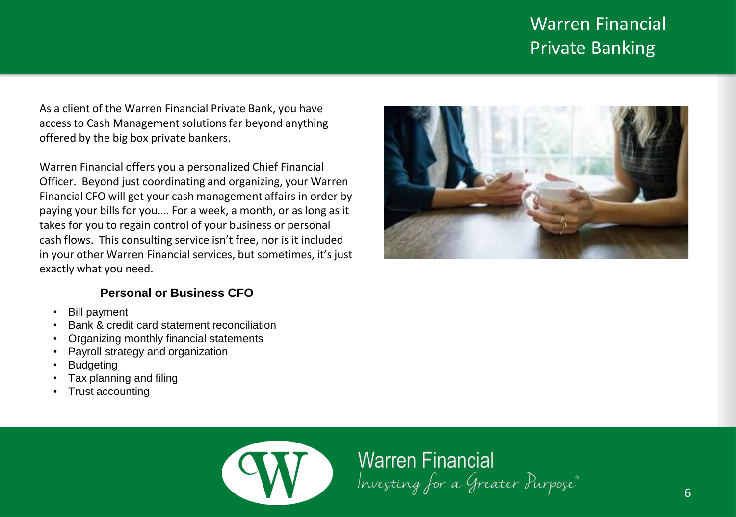# Warren Financial Private Banking

As a client of the Warren Financial Private Bank, you have access to Cash Management solutions far beyond anything offered by the big box private bankers.

Warren Financial offers you a personalized Chief Financial Officer. Beyond just coordinating and organizing, your Warren Financial CFO will get your cash management affairs in order by paying your bills for you…. For a week, a month, or as long as it takes for you to regain control of your business or personal cash flows. This consulting service isn't free, nor is it included in your other Warren Financial services, but sometimes, it's just exactly what you need.

### Personal or Business CFO

- Bill payment
- Bank & credit card statement reconciliation
- Organizing monthly financial statements
- Payroll strategy and organization
- Budgeting
- Tax planning and filing
- Trust accounting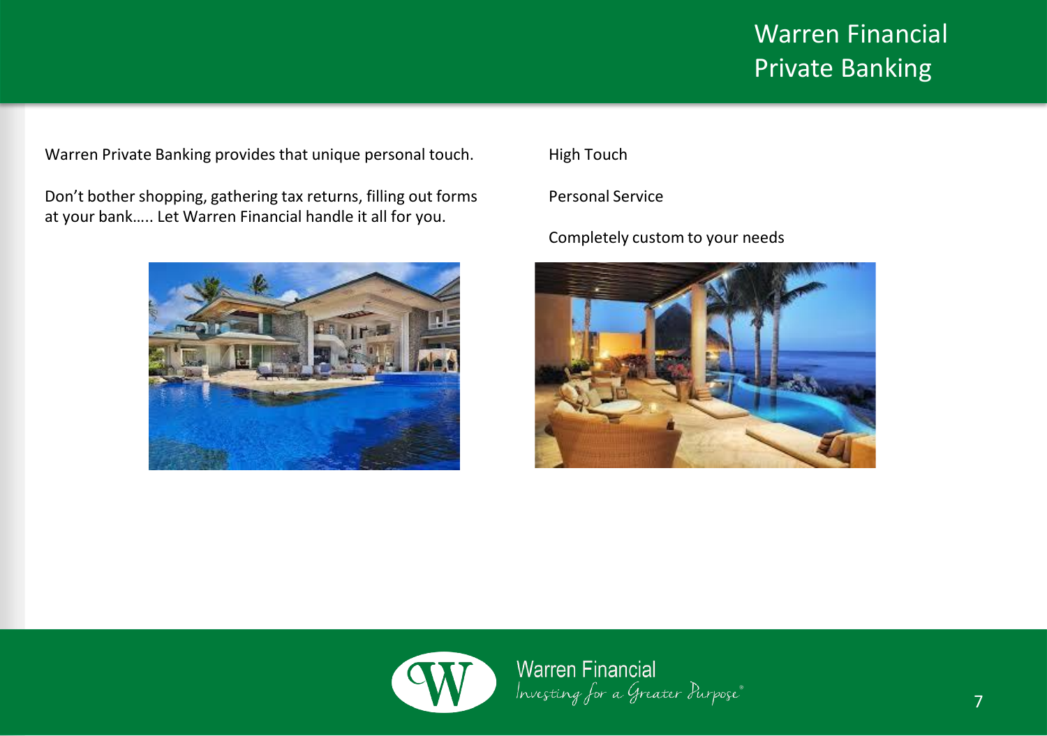# Warren Financial Private Banking

Warren Private Banking provides that unique personal touch.

Don't bother shopping, gathering tax returns, filling out forms at your bank….. Let Warren Financial handle it all for you.

High Touch

Personal Service

Completely custom to your needs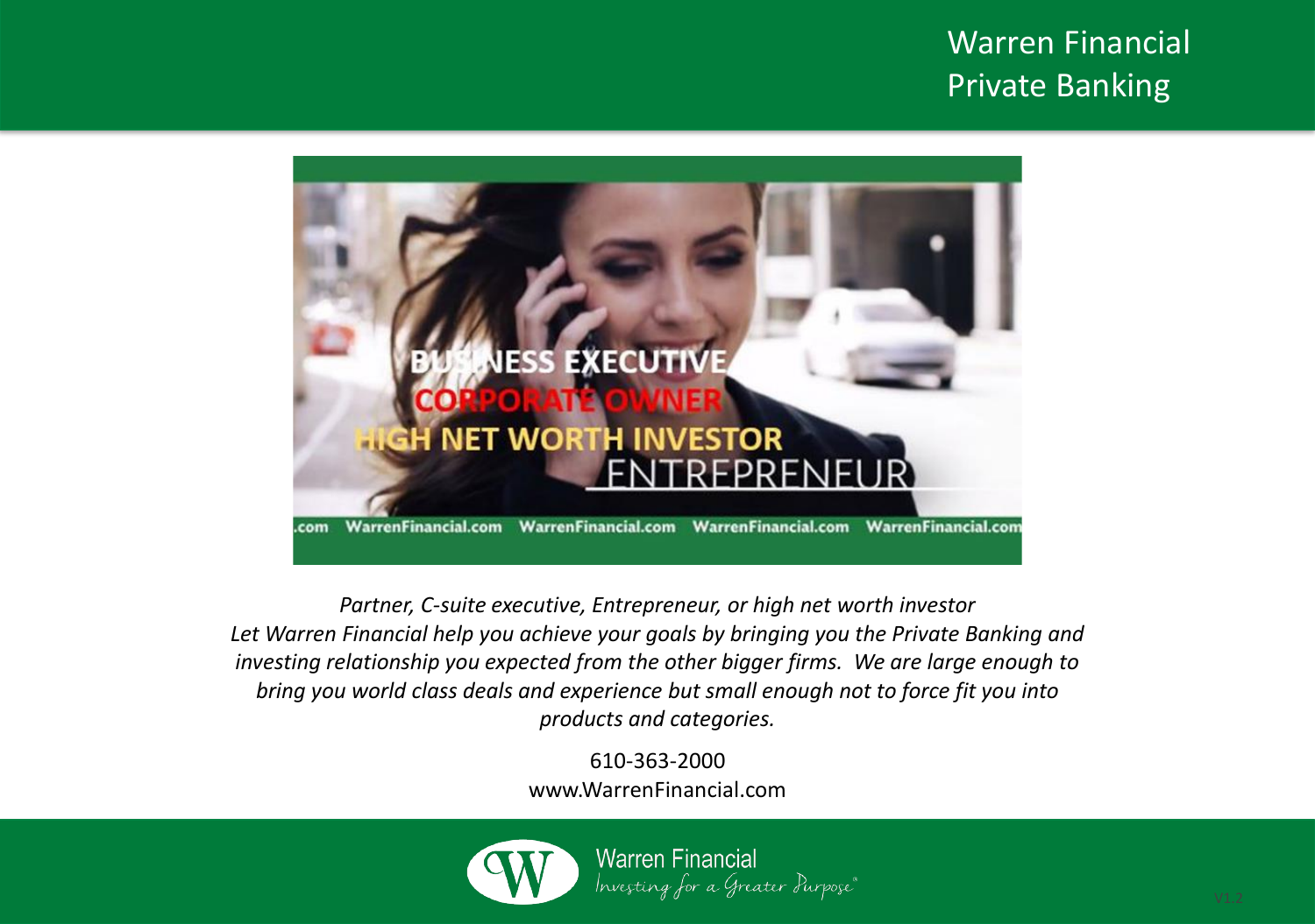# Warren Financial Private Banking

*Partner, C-suite executive, Entrepreneur, or high net worth investor*
*Let Warren Financial help you achieve your goals by bringing you the Private Banking and investing relationship you expected from the other bigger firms. We are large enough to bring you world class deals and experience but small enough not to force fit you into products and categories.*

610-363-2000
www.WarrenFinancial.com

Warren Financial
Investing for a Greater Purpose®